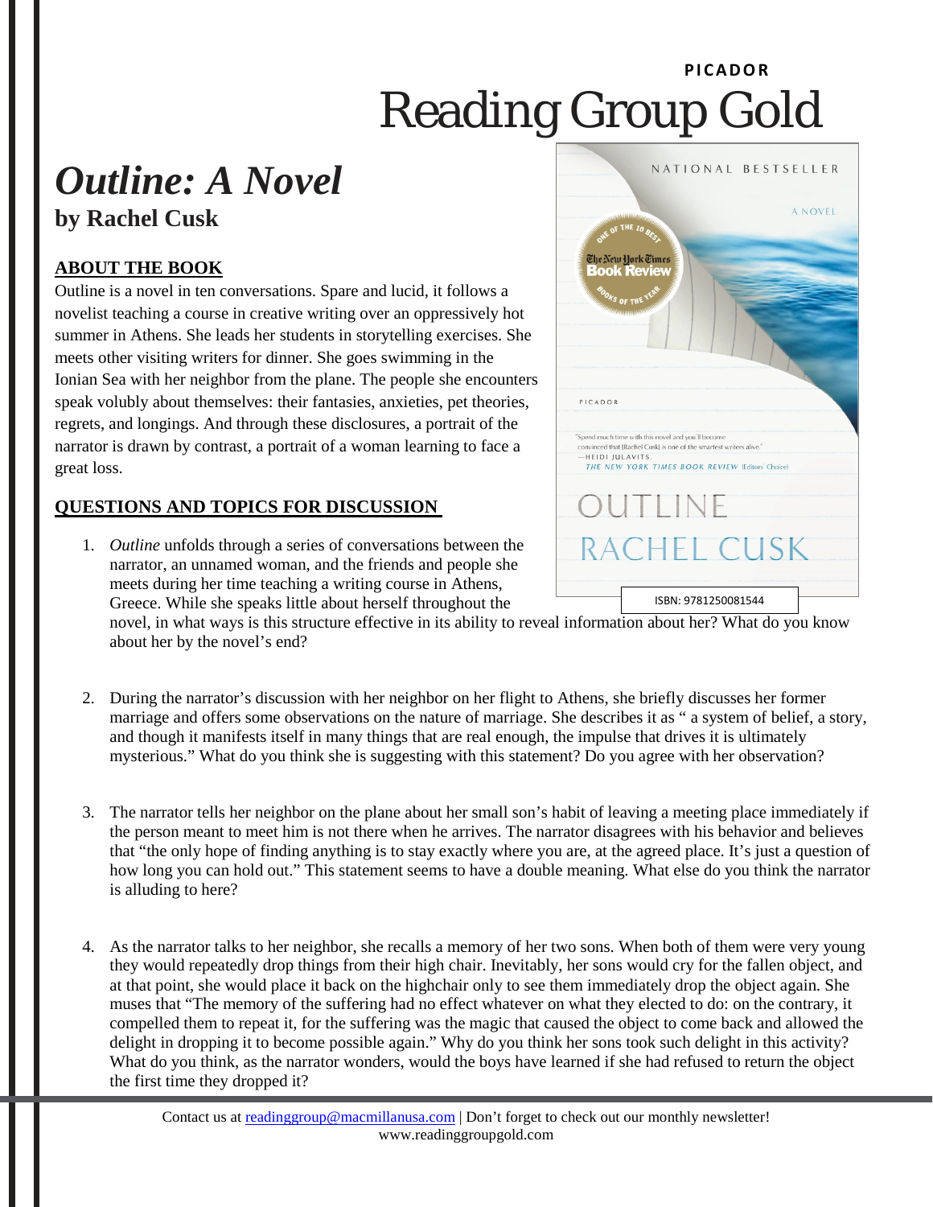**PICADOR**

# Reading Group Gold

# *Outline: A Novel*

## by Rachel Cusk

ISBN: 9781250081544

### ABOUT THE BOOK

Outline is a novel in ten conversations. Spare and lucid, it follows a novelist teaching a course in creative writing over an oppressively hot summer in Athens. She leads her students in storytelling exercises. She meets other visiting writers for dinner. She goes swimming in the Ionian Sea with her neighbor from the plane. The people she encounters speak volubly about themselves: their fantasies, anxieties, pet theories, regrets, and longings. And through these disclosures, a portrait of the narrator is drawn by contrast, a portrait of a woman learning to face a great loss.

### QUESTIONS AND TOPICS FOR DISCUSSION

1. *Outline* unfolds through a series of conversations between the narrator, an unnamed woman, and the friends and people she meets during her time teaching a writing course in Athens, Greece. While she speaks little about herself throughout the novel, in what ways is this structure effective in its ability to reveal information about her? What do you know about her by the novel's end?

2. During the narrator's discussion with her neighbor on her flight to Athens, she briefly discusses her former marriage and offers some observations on the nature of marriage. She describes it as " a system of belief, a story, and though it manifests itself in many things that are real enough, the impulse that drives it is ultimately mysterious." What do you think she is suggesting with this statement? Do you agree with her observation?

3. The narrator tells her neighbor on the plane about her small son's habit of leaving a meeting place immediately if the person meant to meet him is not there when he arrives. The narrator disagrees with his behavior and believes that "the only hope of finding anything is to stay exactly where you are, at the agreed place. It's just a question of how long you can hold out." This statement seems to have a double meaning. What else do you think the narrator is alluding to here?

4. As the narrator talks to her neighbor, she recalls a memory of her two sons. When both of them were very young they would repeatedly drop things from their high chair. Inevitably, her sons would cry for the fallen object, and at that point, she would place it back on the highchair only to see them immediately drop the object again. She muses that "The memory of the suffering had no effect whatever on what they elected to do: on the contrary, it compelled them to repeat it, for the suffering was the magic that caused the object to come back and allowed the delight in dropping it to become possible again." Why do you think her sons took such delight in this activity? What do you think, as the narrator wonders, would the boys have learned if she had refused to return the object the first time they dropped it?

Contact us at readinggroup@macmillanusa.com | Don't forget to check out our monthly newsletter!
www.readinggroupgold.com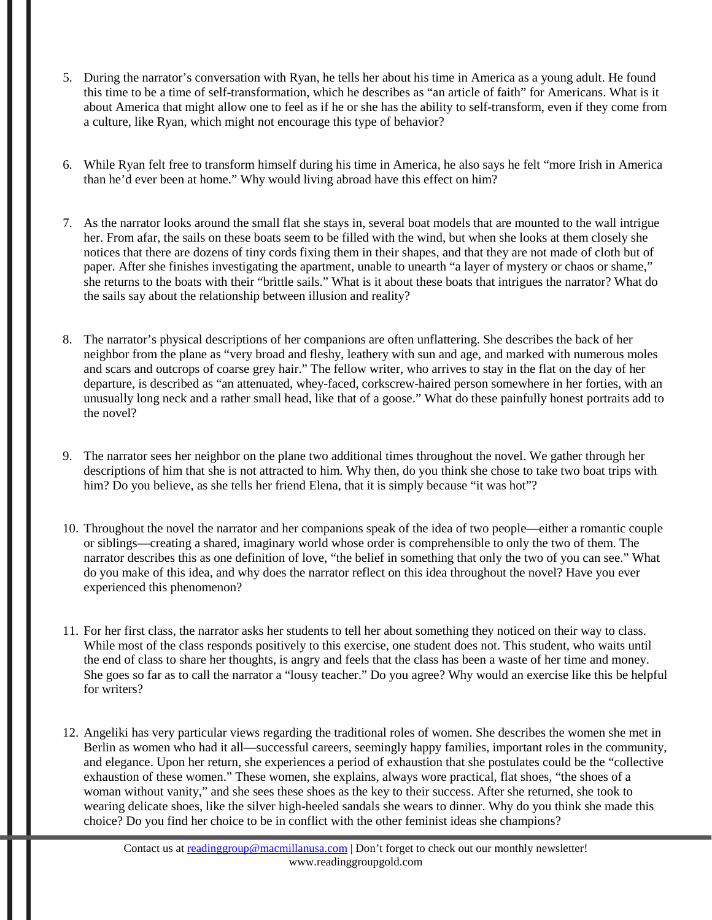5. During the narrator's conversation with Ryan, he tells her about his time in America as a young adult. He found this time to be a time of self-transformation, which he describes as "an article of faith" for Americans. What is it about America that might allow one to feel as if he or she has the ability to self-transform, even if they come from a culture, like Ryan, which might not encourage this type of behavior?

6. While Ryan felt free to transform himself during his time in America, he also says he felt "more Irish in America than he'd ever been at home." Why would living abroad have this effect on him?

7. As the narrator looks around the small flat she stays in, several boat models that are mounted to the wall intrigue her. From afar, the sails on these boats seem to be filled with the wind, but when she looks at them closely she notices that there are dozens of tiny cords fixing them in their shapes, and that they are not made of cloth but of paper. After she finishes investigating the apartment, unable to unearth "a layer of mystery or chaos or shame," she returns to the boats with their "brittle sails." What is it about these boats that intrigues the narrator? What do the sails say about the relationship between illusion and reality?

8. The narrator's physical descriptions of her companions are often unflattering. She describes the back of her neighbor from the plane as "very broad and fleshy, leathery with sun and age, and marked with numerous moles and scars and outcrops of coarse grey hair." The fellow writer, who arrives to stay in the flat on the day of her departure, is described as "an attenuated, whey-faced, corkscrew-haired person somewhere in her forties, with an unusually long neck and a rather small head, like that of a goose." What do these painfully honest portraits add to the novel?

9. The narrator sees her neighbor on the plane two additional times throughout the novel. We gather through her descriptions of him that she is not attracted to him. Why then, do you think she chose to take two boat trips with him? Do you believe, as she tells her friend Elena, that it is simply because "it was hot"?

10. Throughout the novel the narrator and her companions speak of the idea of two people—either a romantic couple or siblings—creating a shared, imaginary world whose order is comprehensible to only the two of them. The narrator describes this as one definition of love, "the belief in something that only the two of you can see." What do you make of this idea, and why does the narrator reflect on this idea throughout the novel? Have you ever experienced this phenomenon?

11. For her first class, the narrator asks her students to tell her about something they noticed on their way to class. While most of the class responds positively to this exercise, one student does not. This student, who waits until the end of class to share her thoughts, is angry and feels that the class has been a waste of her time and money. She goes so far as to call the narrator a "lousy teacher." Do you agree? Why would an exercise like this be helpful for writers?

12. Angeliki has very particular views regarding the traditional roles of women. She describes the women she met in Berlin as women who had it all—successful careers, seemingly happy families, important roles in the community, and elegance. Upon her return, she experiences a period of exhaustion that she postulates could be the "collective exhaustion of these women." These women, she explains, always wore practical, flat shoes, "the shoes of a woman without vanity," and she sees these shoes as the key to their success. After she returned, she took to wearing delicate shoes, like the silver high-heeled sandals she wears to dinner. Why do you think she made this choice? Do you find her choice to be in conflict with the other feminist ideas she champions?

Contact us at [readinggroup@macmillanusa.com](mailto:readinggroup@macmillanusa.com) | Don't forget to check out our monthly newsletter!
www.readinggroupgold.com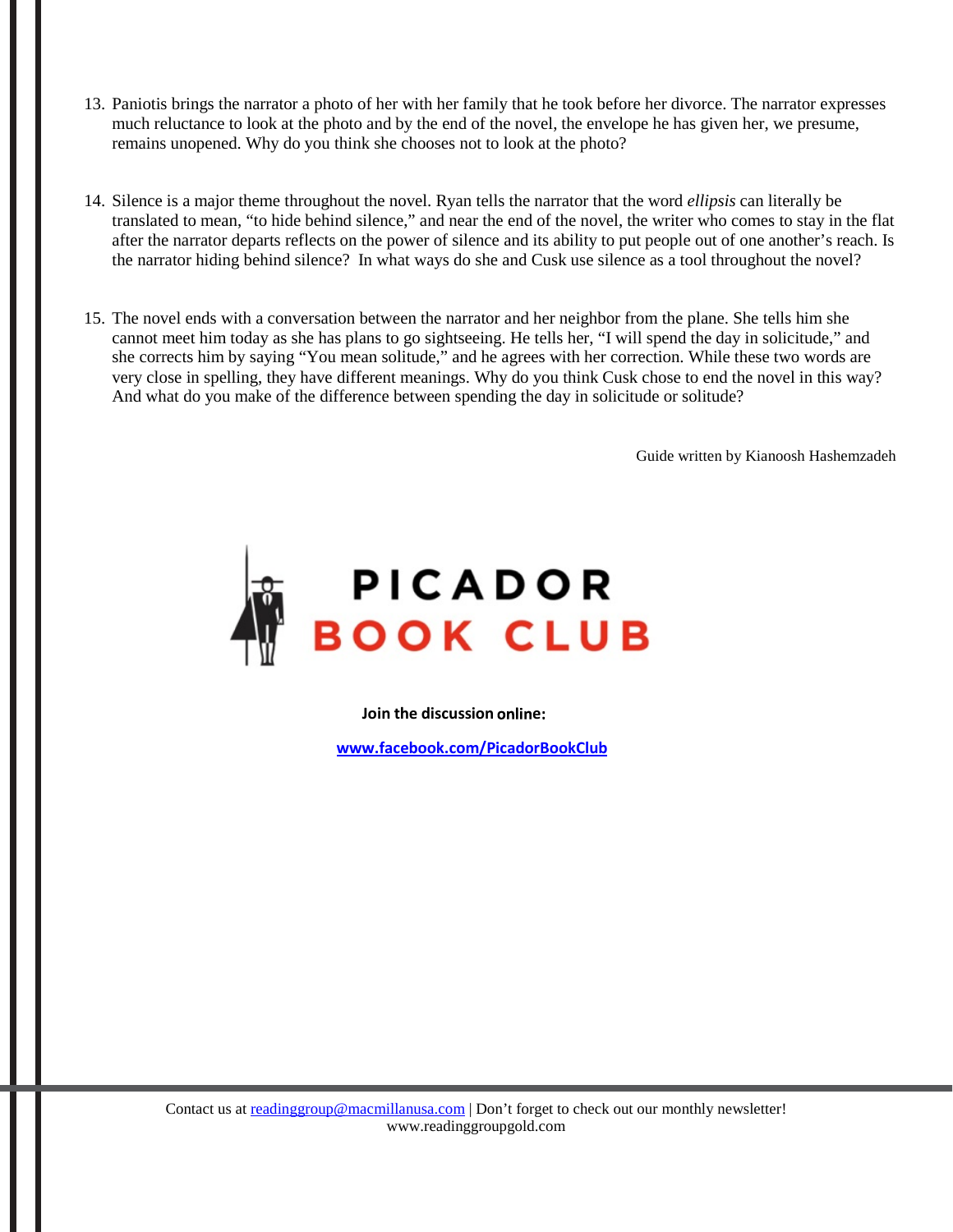13. Paniotis brings the narrator a photo of her with her family that he took before her divorce. The narrator expresses much reluctance to look at the photo and by the end of the novel, the envelope he has given her, we presume, remains unopened. Why do you think she chooses not to look at the photo?

14. Silence is a major theme throughout the novel. Ryan tells the narrator that the word *ellipsis* can literally be translated to mean, "to hide behind silence," and near the end of the novel, the writer who comes to stay in the flat after the narrator departs reflects on the power of silence and its ability to put people out of one another's reach. Is the narrator hiding behind silence? In what ways do she and Cusk use silence as a tool throughout the novel?

15. The novel ends with a conversation between the narrator and her neighbor from the plane. She tells him she cannot meet him today as she has plans to go sightseeing. He tells her, "I will spend the day in solicitude," and she corrects him by saying "You mean solitude," and he agrees with her correction. While these two words are very close in spelling, they have different meanings. Why do you think Cusk chose to end the novel in this way? And what do you make of the difference between spending the day in solicitude or solitude?

Guide written by Kianoosh Hashemzadeh

PICADOR BOOK CLUB

**Join the discussion online:**

**www.facebook.com/PicadorBookClub**

Contact us at readinggroup@macmillanusa.com | Don't forget to check out our monthly newsletter!
www.readinggroupgold.com